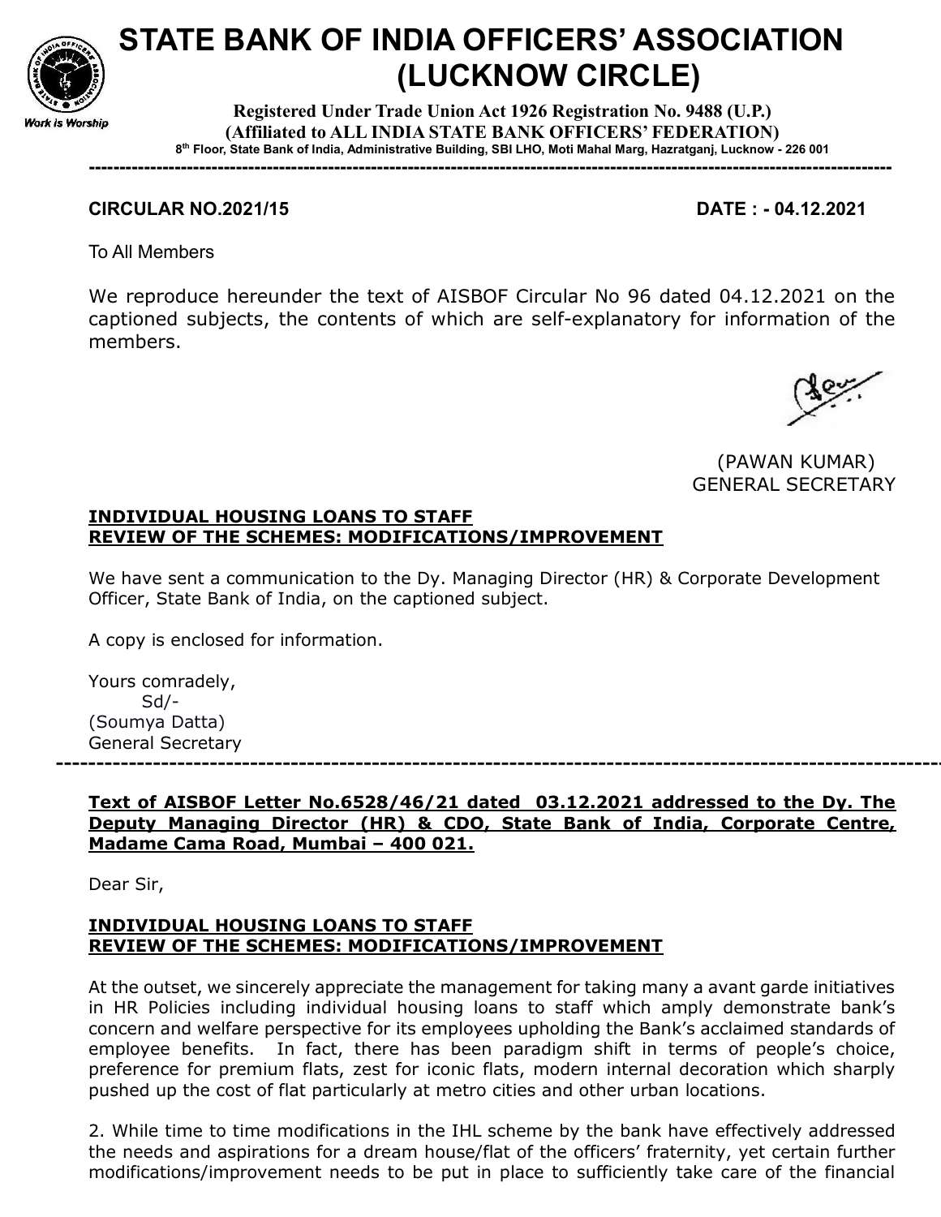# STATE BANK OF INDIA OFFICERS' ASSOCIATION (LUCKNOW CIRCLE)

Work is Worship

**Registered Under Trade Union Act 1926 Registration No. 9488 (U.P.)**
**(Affiliated to ALL INDIA STATE BANK OFFICERS' FEDERATION)**
**8th Floor, State Bank of India, Administrative Building, SBI LHO, Moti Mahal Marg, Hazratganj, Lucknow - 226 001**

---

**CIRCULAR NO.2021/15** **DATE : - 04.12.2021**

To All Members

We reproduce hereunder the text of AISBOF Circular No 96 dated 04.12.2021 on the captioned subjects, the contents of which are self-explanatory for information of the members.

(PAWAN KUMAR)
GENERAL SECRETARY

**INDIVIDUAL HOUSING LOANS TO STAFF**
**REVIEW OF THE SCHEMES: MODIFICATIONS/IMPROVEMENT**

We have sent a communication to the Dy. Managing Director (HR) & Corporate Development Officer, State Bank of India, on the captioned subject.

A copy is enclosed for information.

Yours comradely,
Sd/-
(Soumya Datta)
General Secretary

---

**Text of AISBOF Letter No.6528/46/21 dated 03.12.2021 addressed to the Dy. The Deputy Managing Director (HR) & CDO, State Bank of India, Corporate Centre, Madame Cama Road, Mumbai – 400 021.**

Dear Sir,

**INDIVIDUAL HOUSING LOANS TO STAFF**
**REVIEW OF THE SCHEMES: MODIFICATIONS/IMPROVEMENT**

At the outset, we sincerely appreciate the management for taking many a avant garde initiatives in HR Policies including individual housing loans to staff which amply demonstrate bank's concern and welfare perspective for its employees upholding the Bank's acclaimed standards of employee benefits. In fact, there has been paradigm shift in terms of people's choice, preference for premium flats, zest for iconic flats, modern internal decoration which sharply pushed up the cost of flat particularly at metro cities and other urban locations.

2. While time to time modifications in the IHL scheme by the bank have effectively addressed the needs and aspirations for a dream house/flat of the officers' fraternity, yet certain further modifications/improvement needs to be put in place to sufficiently take care of the financial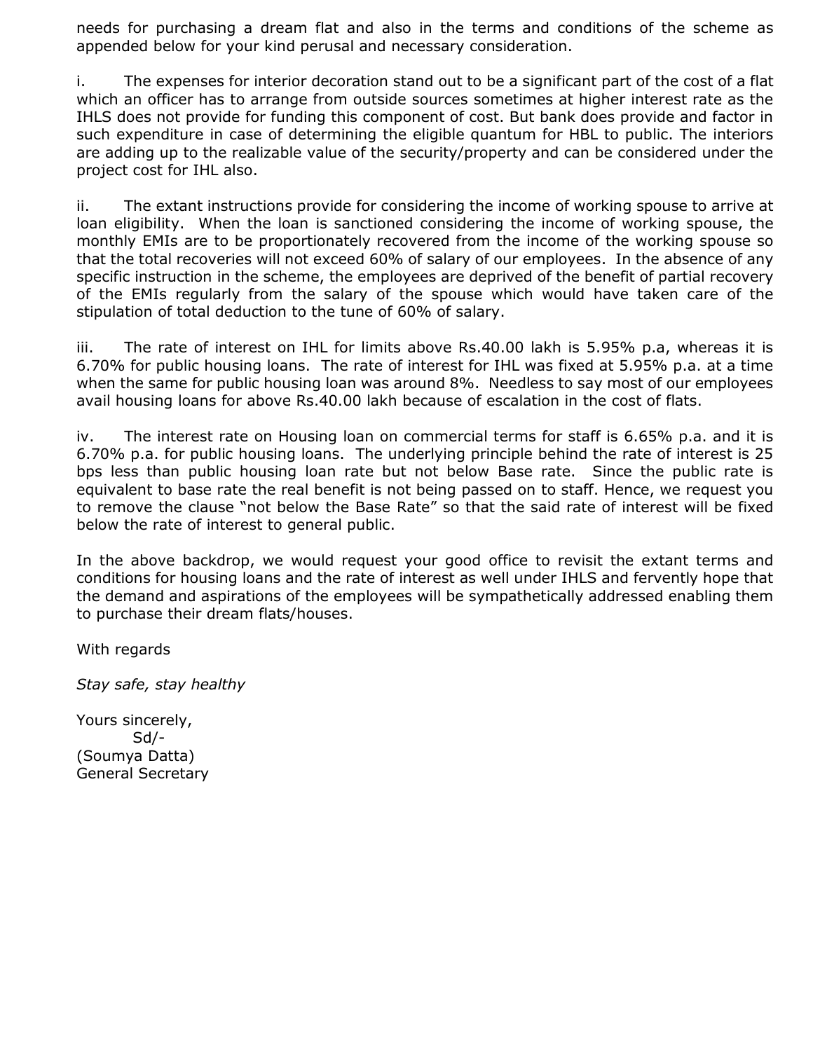needs for purchasing a dream flat and also in the terms and conditions of the scheme as appended below for your kind perusal and necessary consideration.

i. The expenses for interior decoration stand out to be a significant part of the cost of a flat which an officer has to arrange from outside sources sometimes at higher interest rate as the IHLS does not provide for funding this component of cost. But bank does provide and factor in such expenditure in case of determining the eligible quantum for HBL to public. The interiors are adding up to the realizable value of the security/property and can be considered under the project cost for IHL also.

ii. The extant instructions provide for considering the income of working spouse to arrive at loan eligibility. When the loan is sanctioned considering the income of working spouse, the monthly EMIs are to be proportionately recovered from the income of the working spouse so that the total recoveries will not exceed 60% of salary of our employees. In the absence of any specific instruction in the scheme, the employees are deprived of the benefit of partial recovery of the EMIs regularly from the salary of the spouse which would have taken care of the stipulation of total deduction to the tune of 60% of salary.

iii. The rate of interest on IHL for limits above Rs.40.00 lakh is 5.95% p.a, whereas it is 6.70% for public housing loans. The rate of interest for IHL was fixed at 5.95% p.a. at a time when the same for public housing loan was around 8%. Needless to say most of our employees avail housing loans for above Rs.40.00 lakh because of escalation in the cost of flats.

iv. The interest rate on Housing loan on commercial terms for staff is 6.65% p.a. and it is 6.70% p.a. for public housing loans. The underlying principle behind the rate of interest is 25 bps less than public housing loan rate but not below Base rate. Since the public rate is equivalent to base rate the real benefit is not being passed on to staff. Hence, we request you to remove the clause "not below the Base Rate" so that the said rate of interest will be fixed below the rate of interest to general public.

In the above backdrop, we would request your good office to revisit the extant terms and conditions for housing loans and the rate of interest as well under IHLS and fervently hope that the demand and aspirations of the employees will be sympathetically addressed enabling them to purchase their dream flats/houses.

With regards

*Stay safe, stay healthy*

Yours sincerely,
Sd/-
(Soumya Datta)
General Secretary